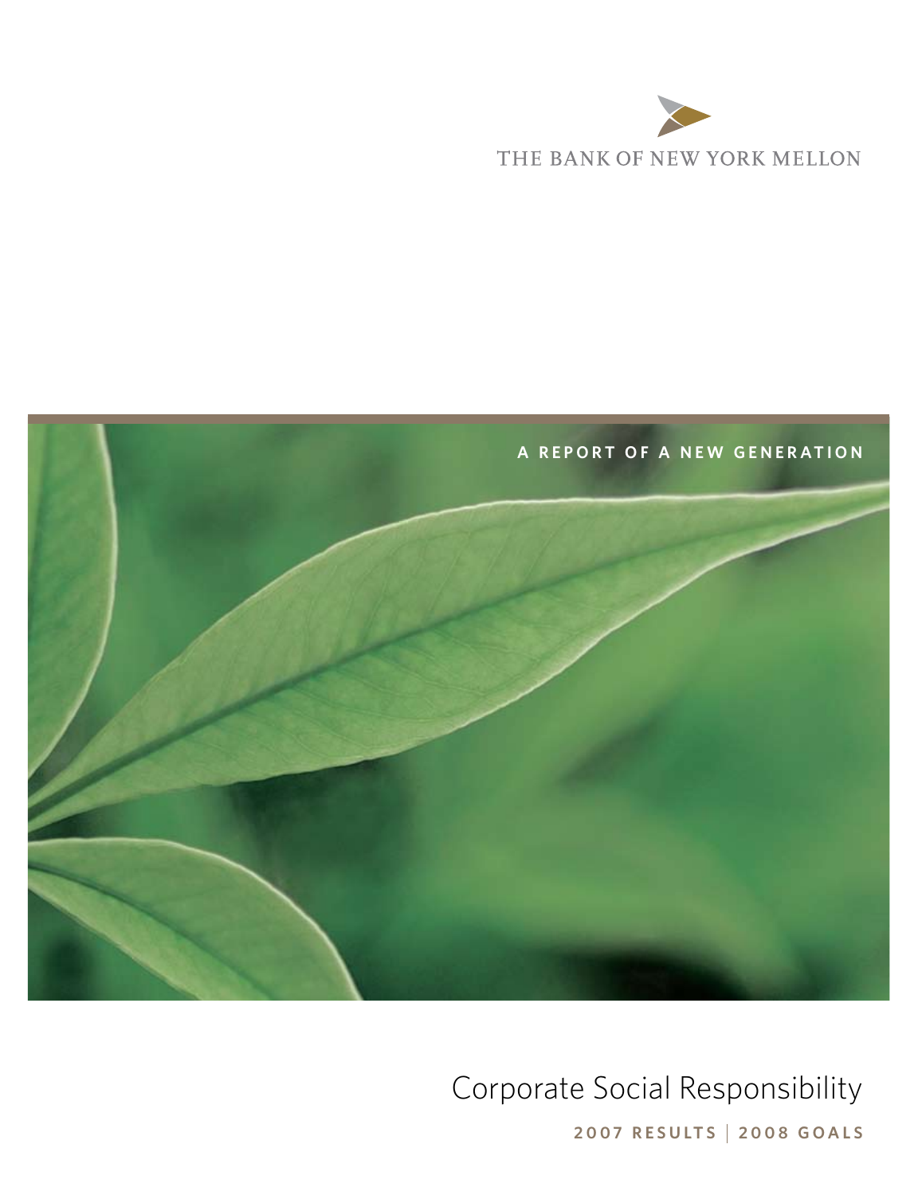THE BANK OF NEW YORK MELLON

A REPORT OF A NEW GENERATION

# Corporate Social Responsibility

**2007 RESULTS | 2008 GOALS**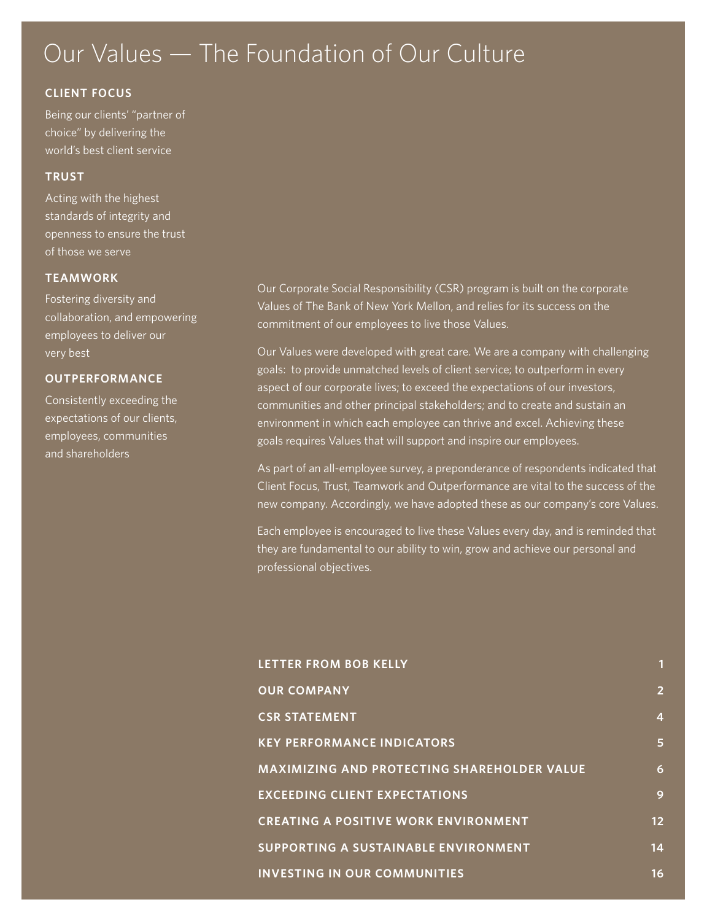# Our Values — The Foundation of Our Culture

**CLIENT FOCUS**

Being our clients' "partner of choice" by delivering the world's best client service

**TRUST**

Acting with the highest standards of integrity and openness to ensure the trust of those we serve

**TEAMWORK**

Fostering diversity and collaboration, and empowering employees to deliver our very best

**OUTPERFORMANCE**

Consistently exceeding the expectations of our clients, employees, communities and shareholders

Our Corporate Social Responsibility (CSR) program is built on the corporate Values of The Bank of New York Mellon, and relies for its success on the commitment of our employees to live those Values.

Our Values were developed with great care. We are a company with challenging goals: to provide unmatched levels of client service; to outperform in every aspect of our corporate lives; to exceed the expectations of our investors, communities and other principal stakeholders; and to create and sustain an environment in which each employee can thrive and excel. Achieving these goals requires Values that will support and inspire our employees.

As part of an all-employee survey, a preponderance of respondents indicated that Client Focus, Trust, Teamwork and Outperformance are vital to the success of the new company. Accordingly, we have adopted these as our company's core Values.

Each employee is encouraged to live these Values every day, and is reminded that they are fundamental to our ability to win, grow and achieve our personal and professional objectives.

| | |
|---|---|
| LETTER FROM BOB KELLY | 1 |
| OUR COMPANY | 2 |
| CSR STATEMENT | 4 |
| KEY PERFORMANCE INDICATORS | 5 |
| MAXIMIZING AND PROTECTING SHAREHOLDER VALUE | 6 |
| EXCEEDING CLIENT EXPECTATIONS | 9 |
| CREATING A POSITIVE WORK ENVIRONMENT | 12 |
| SUPPORTING A SUSTAINABLE ENVIRONMENT | 14 |
| INVESTING IN OUR COMMUNITIES | 16 |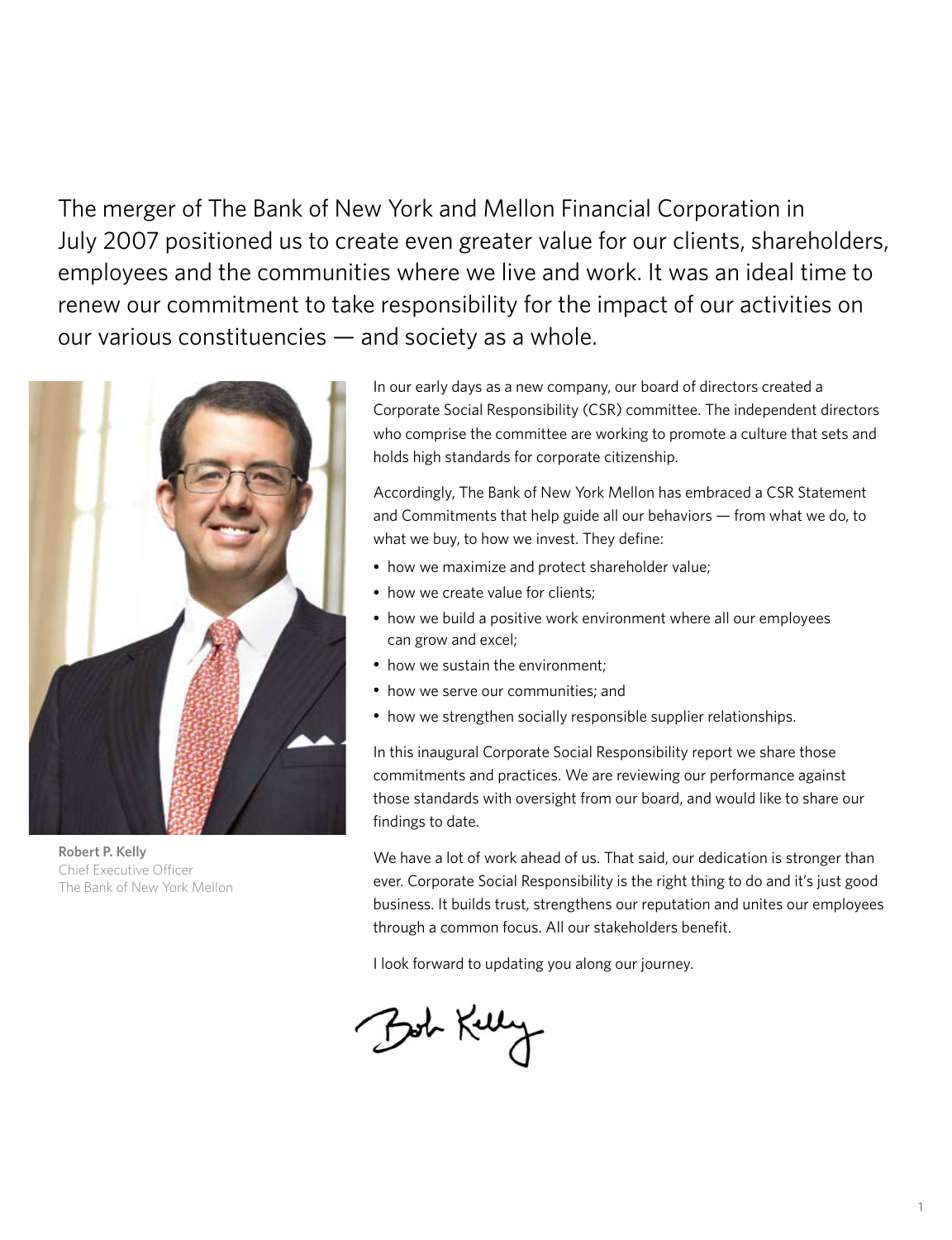The merger of The Bank of New York and Mellon Financial Corporation in July 2007 positioned us to create even greater value for our clients, shareholders, employees and the communities where we live and work. It was an ideal time to renew our commitment to take responsibility for the impact of our activities on our various constituencies — and society as a whole.

**Robert P. Kelly**
Chief Executive Officer
The Bank of New York Mellon

In our early days as a new company, our board of directors created a Corporate Social Responsibility (CSR) committee. The independent directors who comprise the committee are working to promote a culture that sets and holds high standards for corporate citizenship.

Accordingly, The Bank of New York Mellon has embraced a CSR Statement and Commitments that help guide all our behaviors — from what we do, to what we buy, to how we invest. They define:

- how we maximize and protect shareholder value;
- how we create value for clients;
- how we build a positive work environment where all our employees can grow and excel;
- how we sustain the environment;
- how we serve our communities; and
- how we strengthen socially responsible supplier relationships.

In this inaugural Corporate Social Responsibility report we share those commitments and practices. We are reviewing our performance against those standards with oversight from our board, and would like to share our findings to date.

We have a lot of work ahead of us. That said, our dedication is stronger than ever. Corporate Social Responsibility is the right thing to do and it's just good business. It builds trust, strengthens our reputation and unites our employees through a common focus. All our stakeholders benefit.

I look forward to updating you along our journey.

Bob Kelly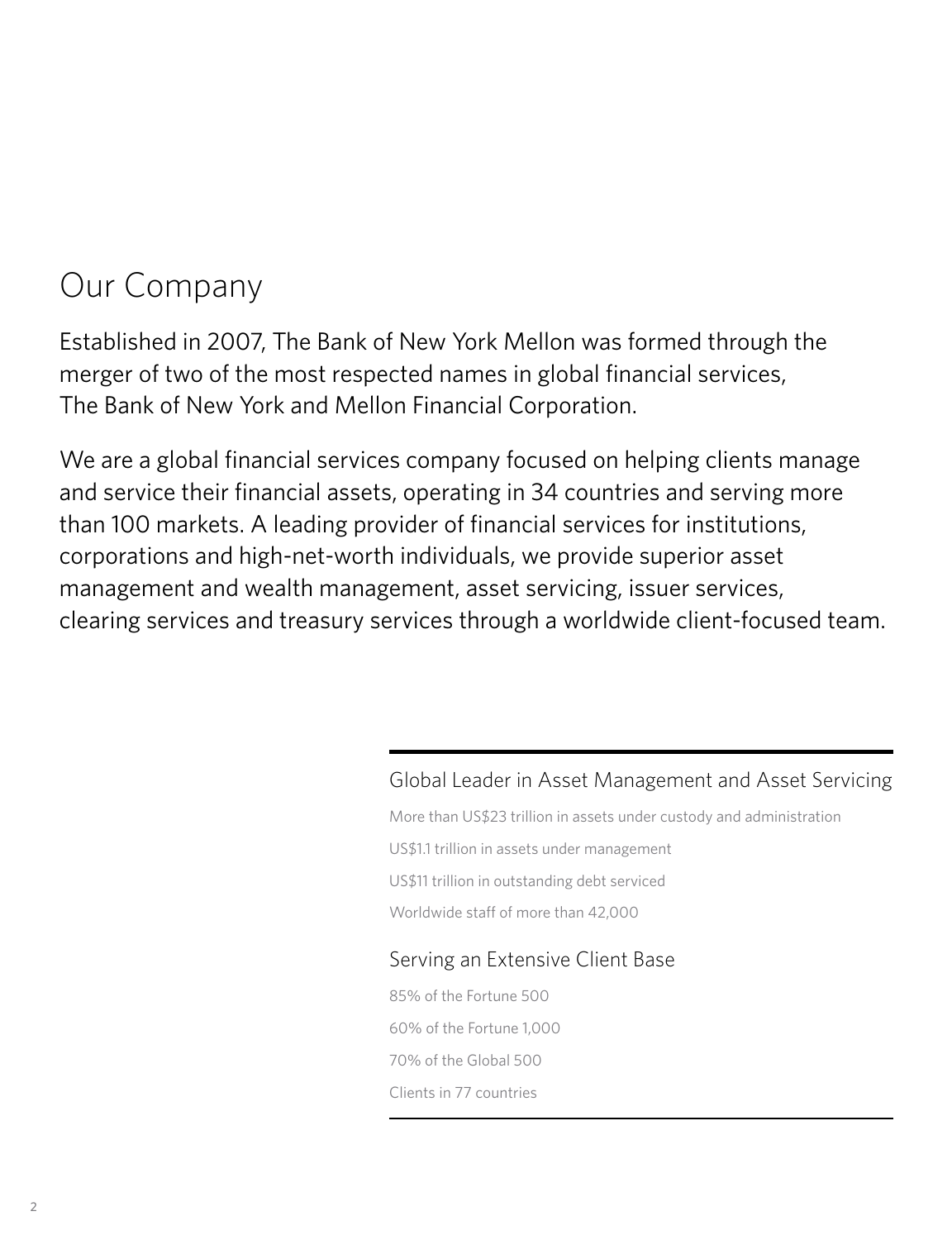# Our Company

Established in 2007, The Bank of New York Mellon was formed through the merger of two of the most respected names in global financial services, The Bank of New York and Mellon Financial Corporation.

We are a global financial services company focused on helping clients manage and service their financial assets, operating in 34 countries and serving more than 100 markets. A leading provider of financial services for institutions, corporations and high-net-worth individuals, we provide superior asset management and wealth management, asset servicing, issuer services, clearing services and treasury services through a worldwide client-focused team.

## Global Leader in Asset Management and Asset Servicing

More than US$23 trillion in assets under custody and administration

US$1.1 trillion in assets under management

US$11 trillion in outstanding debt serviced

Worldwide staff of more than 42,000

## Serving an Extensive Client Base

85% of the Fortune 500

60% of the Fortune 1,000

70% of the Global 500

Clients in 77 countries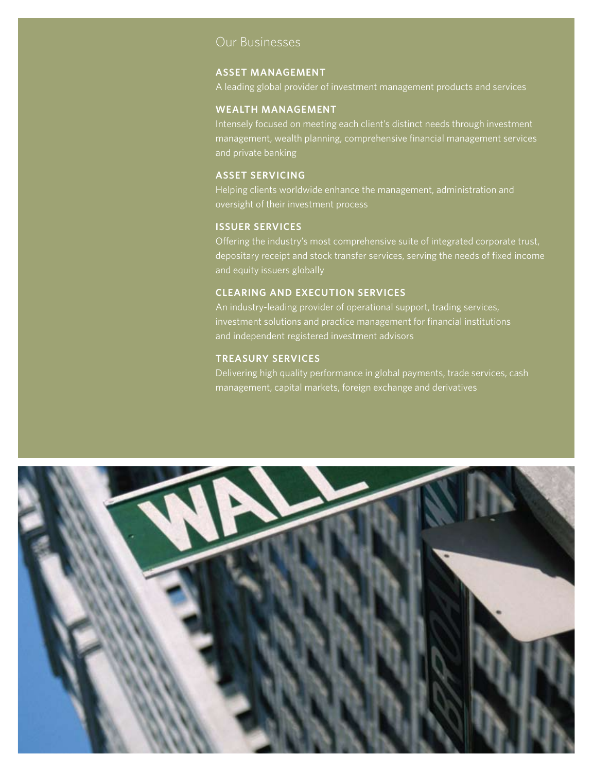# Our Businesses

## ASSET MANAGEMENT

A leading global provider of investment management products and services

## WEALTH MANAGEMENT

Intensely focused on meeting each client's distinct needs through investment management, wealth planning, comprehensive financial management services and private banking

## ASSET SERVICING

Helping clients worldwide enhance the management, administration and oversight of their investment process

## ISSUER SERVICES

Offering the industry's most comprehensive suite of integrated corporate trust, depositary receipt and stock transfer services, serving the needs of fixed income and equity issuers globally

## CLEARING AND EXECUTION SERVICES

An industry-leading provider of operational support, trading services, investment solutions and practice management for financial institutions and independent registered investment advisors

## TREASURY SERVICES

Delivering high quality performance in global payments, trade services, cash management, capital markets, foreign exchange and derivatives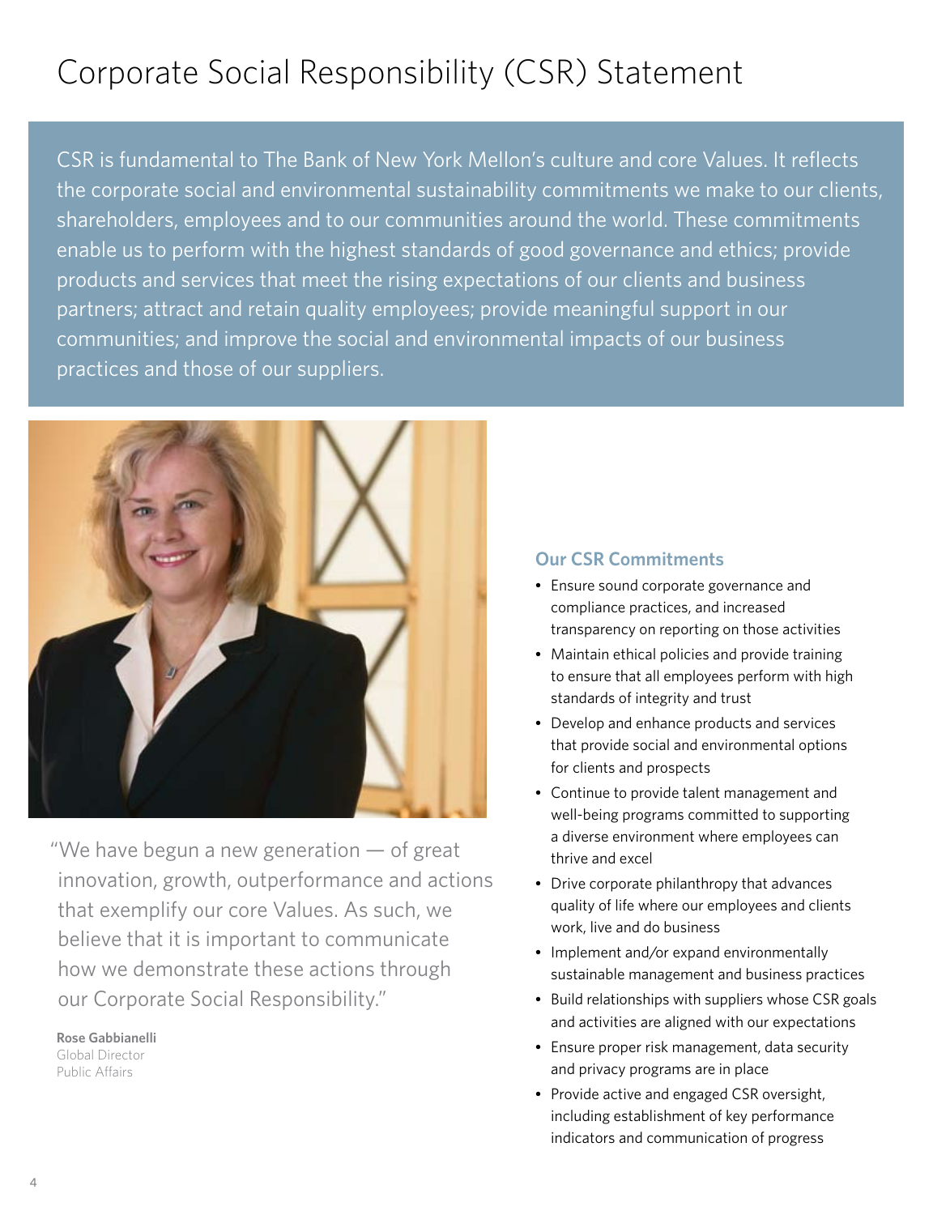# Corporate Social Responsibility (CSR) Statement

CSR is fundamental to The Bank of New York Mellon's culture and core Values. It reflects the corporate social and environmental sustainability commitments we make to our clients, shareholders, employees and to our communities around the world. These commitments enable us to perform with the highest standards of good governance and ethics; provide products and services that meet the rising expectations of our clients and business partners; attract and retain quality employees; provide meaningful support in our communities; and improve the social and environmental impacts of our business practices and those of our suppliers.

"We have begun a new generation — of great innovation, growth, outperformance and actions that exemplify our core Values. As such, we believe that it is important to communicate how we demonstrate these actions through our Corporate Social Responsibility."

**Rose Gabbianelli**
Global Director
Public Affairs

## Our CSR Commitments

- Ensure sound corporate governance and compliance practices, and increased transparency on reporting on those activities
- Maintain ethical policies and provide training to ensure that all employees perform with high standards of integrity and trust
- Develop and enhance products and services that provide social and environmental options for clients and prospects
- Continue to provide talent management and well-being programs committed to supporting a diverse environment where employees can thrive and excel
- Drive corporate philanthropy that advances quality of life where our employees and clients work, live and do business
- Implement and/or expand environmentally sustainable management and business practices
- Build relationships with suppliers whose CSR goals and activities are aligned with our expectations
- Ensure proper risk management, data security and privacy programs are in place
- Provide active and engaged CSR oversight, including establishment of key performance indicators and communication of progress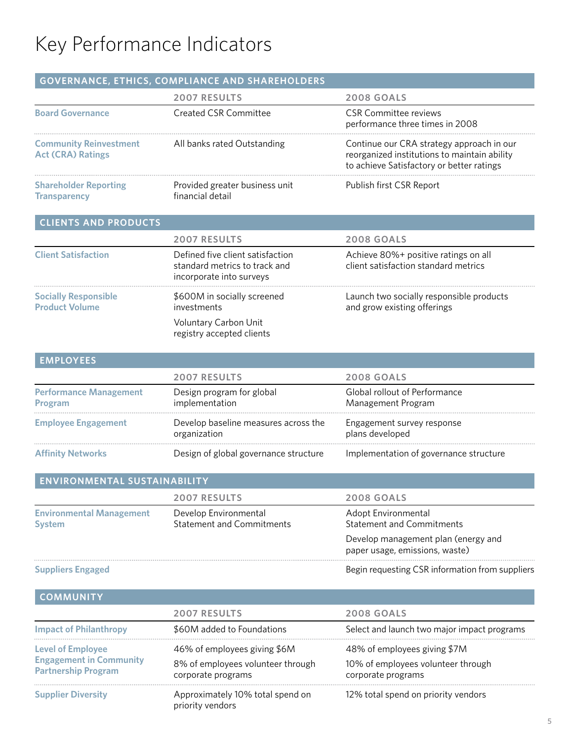# Key Performance Indicators

## GOVERNANCE, ETHICS, COMPLIANCE AND SHAREHOLDERS

| | 2007 RESULTS | 2008 GOALS |
|---|---|---|
| **Board Governance** | Created CSR Committee | CSR Committee reviews performance three times in 2008 |
| **Community Reinvestment Act (CRA) Ratings** | All banks rated Outstanding | Continue our CRA strategy approach in our reorganized institutions to maintain ability to achieve Satisfactory or better ratings |
| **Shareholder Reporting Transparency** | Provided greater business unit financial detail | Publish first CSR Report |

## CLIENTS AND PRODUCTS

| | 2007 RESULTS | 2008 GOALS |
|---|---|---|
| **Client Satisfaction** | Defined five client satisfaction standard metrics to track and incorporate into surveys | Achieve 80%+ positive ratings on all client satisfaction standard metrics |
| **Socially Responsible Product Volume** | $600M in socially screened investments<br>Voluntary Carbon Unit registry accepted clients | Launch two socially responsible products and grow existing offerings |

## EMPLOYEES

| | 2007 RESULTS | 2008 GOALS |
|---|---|---|
| **Performance Management Program** | Design program for global implementation | Global rollout of Performance Management Program |
| **Employee Engagement** | Develop baseline measures across the organization | Engagement survey response plans developed |
| **Affinity Networks** | Design of global governance structure | Implementation of governance structure |

## ENVIRONMENTAL SUSTAINABILITY

| | 2007 RESULTS | 2008 GOALS |
|---|---|---|
| **Environmental Management System** | Develop Environmental Statement and Commitments | Adopt Environmental Statement and Commitments<br>Develop management plan (energy and paper usage, emissions, waste) |
| **Suppliers Engaged** | | Begin requesting CSR information from suppliers |

## COMMUNITY

| | 2007 RESULTS | 2008 GOALS |
|---|---|---|
| **Impact of Philanthropy** | $60M added to Foundations | Select and launch two major impact programs |
| **Level of Employee Engagement in Community Partnership Program** | 46% of employees giving $6M<br>8% of employees volunteer through corporate programs | 48% of employees giving $7M<br>10% of employees volunteer through corporate programs |
| **Supplier Diversity** | Approximately 10% total spend on priority vendors | 12% total spend on priority vendors |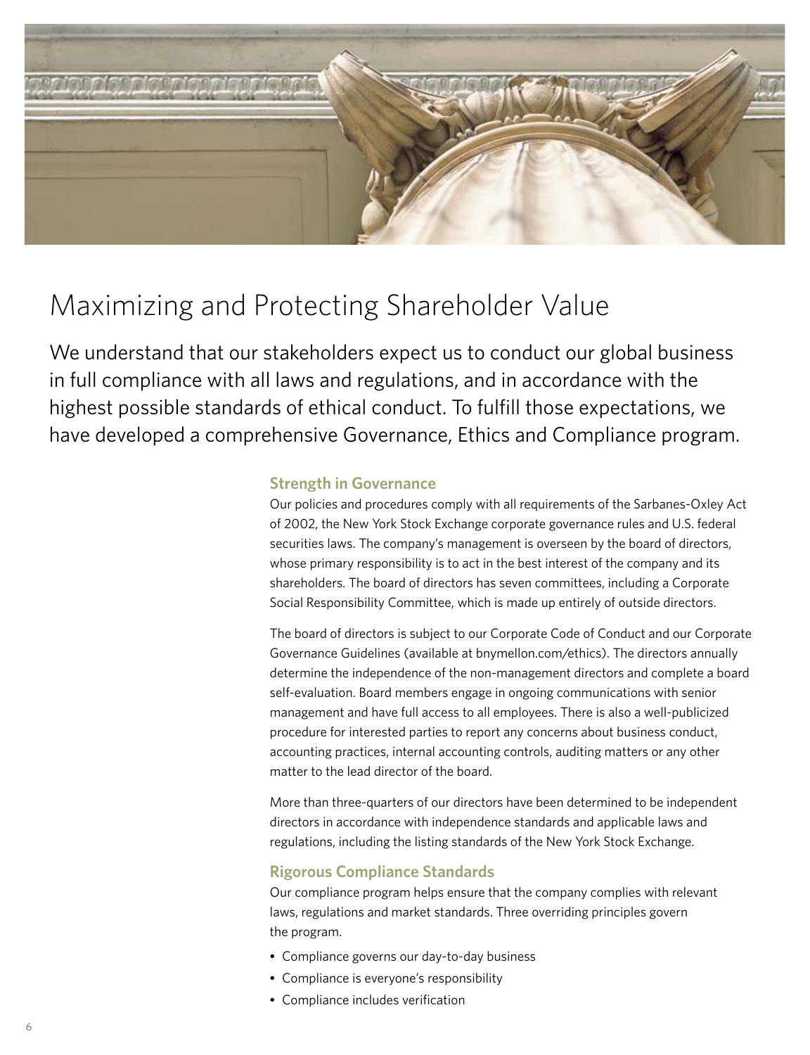# Maximizing and Protecting Shareholder Value

We understand that our stakeholders expect us to conduct our global business in full compliance with all laws and regulations, and in accordance with the highest possible standards of ethical conduct. To fulfill those expectations, we have developed a comprehensive Governance, Ethics and Compliance program.

## Strength in Governance

Our policies and procedures comply with all requirements of the Sarbanes-Oxley Act of 2002, the New York Stock Exchange corporate governance rules and U.S. federal securities laws. The company's management is overseen by the board of directors, whose primary responsibility is to act in the best interest of the company and its shareholders. The board of directors has seven committees, including a Corporate Social Responsibility Committee, which is made up entirely of outside directors.

The board of directors is subject to our Corporate Code of Conduct and our Corporate Governance Guidelines (available at bnymellon.com/ethics). The directors annually determine the independence of the non-management directors and complete a board self-evaluation. Board members engage in ongoing communications with senior management and have full access to all employees. There is also a well-publicized procedure for interested parties to report any concerns about business conduct, accounting practices, internal accounting controls, auditing matters or any other matter to the lead director of the board.

More than three-quarters of our directors have been determined to be independent directors in accordance with independence standards and applicable laws and regulations, including the listing standards of the New York Stock Exchange.

## Rigorous Compliance Standards

Our compliance program helps ensure that the company complies with relevant laws, regulations and market standards. Three overriding principles govern the program.

- Compliance governs our day-to-day business
- Compliance is everyone's responsibility
- Compliance includes verification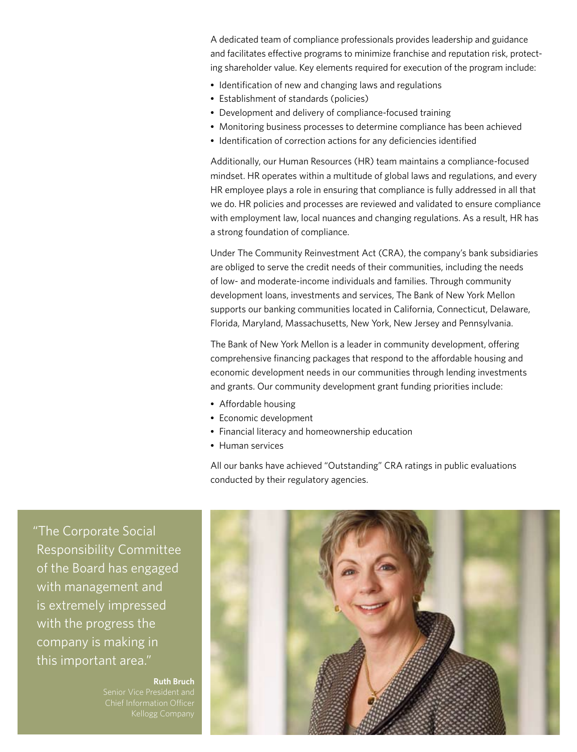A dedicated team of compliance professionals provides leadership and guidance and facilitates effective programs to minimize franchise and reputation risk, protecting shareholder value. Key elements required for execution of the program include:

- Identification of new and changing laws and regulations
- Establishment of standards (policies)
- Development and delivery of compliance-focused training
- Monitoring business processes to determine compliance has been achieved
- Identification of correction actions for any deficiencies identified

Additionally, our Human Resources (HR) team maintains a compliance-focused mindset. HR operates within a multitude of global laws and regulations, and every HR employee plays a role in ensuring that compliance is fully addressed in all that we do. HR policies and processes are reviewed and validated to ensure compliance with employment law, local nuances and changing regulations. As a result, HR has a strong foundation of compliance.

Under The Community Reinvestment Act (CRA), the company's bank subsidiaries are obliged to serve the credit needs of their communities, including the needs of low- and moderate-income individuals and families. Through community development loans, investments and services, The Bank of New York Mellon supports our banking communities located in California, Connecticut, Delaware, Florida, Maryland, Massachusetts, New York, New Jersey and Pennsylvania.

The Bank of New York Mellon is a leader in community development, offering comprehensive financing packages that respond to the affordable housing and economic development needs in our communities through lending investments and grants. Our community development grant funding priorities include:

- Affordable housing
- Economic development
- Financial literacy and homeownership education
- Human services

All our banks have achieved "Outstanding" CRA ratings in public evaluations conducted by their regulatory agencies.

"The Corporate Social Responsibility Committee of the Board has engaged with management and is extremely impressed with the progress the company is making in this important area."

**Ruth Bruch**
Senior Vice President and
Chief Information Officer
Kellogg Company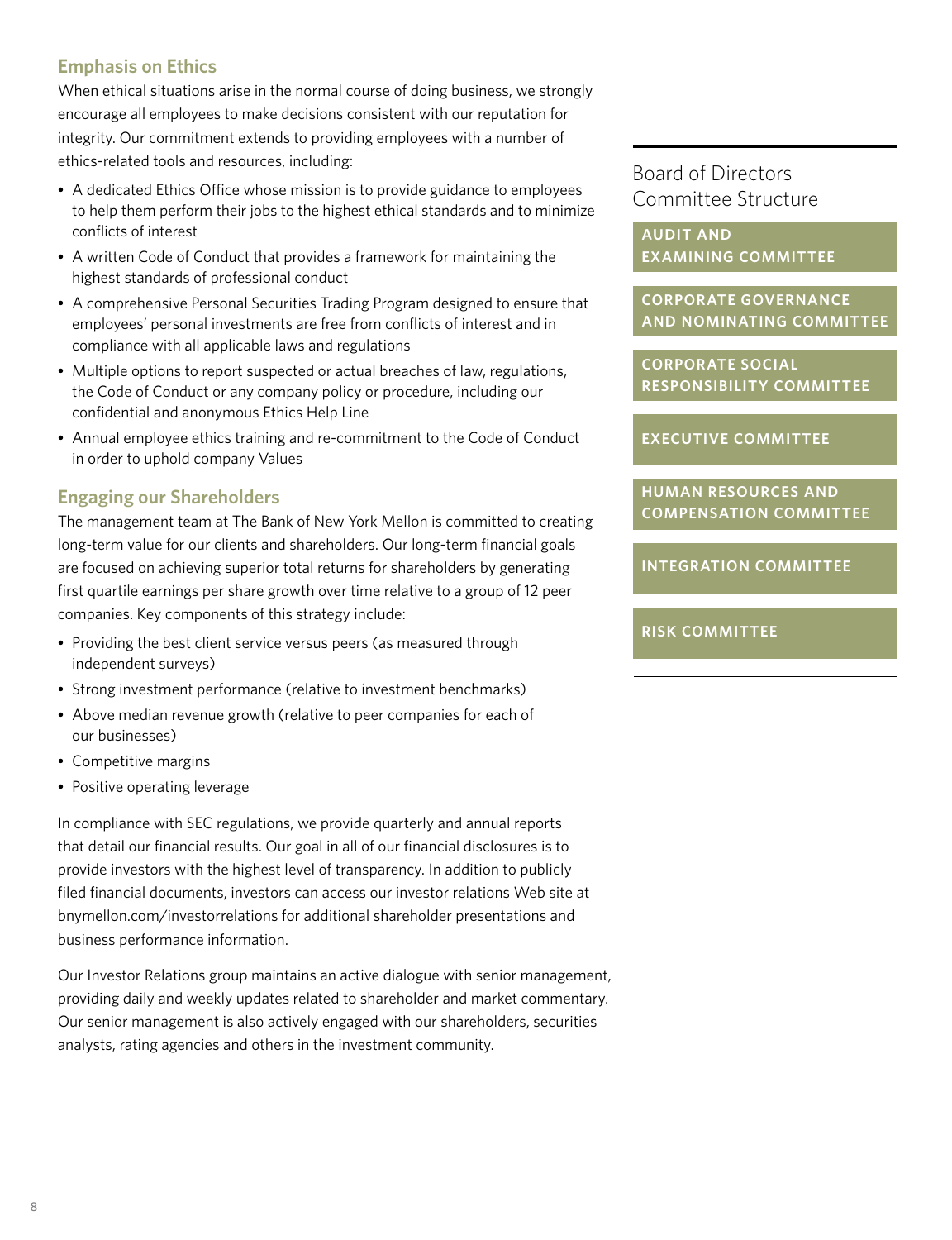## Emphasis on Ethics

When ethical situations arise in the normal course of doing business, we strongly encourage all employees to make decisions consistent with our reputation for integrity. Our commitment extends to providing employees with a number of ethics-related tools and resources, including:

- A dedicated Ethics Office whose mission is to provide guidance to employees to help them perform their jobs to the highest ethical standards and to minimize conflicts of interest
- A written Code of Conduct that provides a framework for maintaining the highest standards of professional conduct
- A comprehensive Personal Securities Trading Program designed to ensure that employees' personal investments are free from conflicts of interest and in compliance with all applicable laws and regulations
- Multiple options to report suspected or actual breaches of law, regulations, the Code of Conduct or any company policy or procedure, including our confidential and anonymous Ethics Help Line
- Annual employee ethics training and re-commitment to the Code of Conduct in order to uphold company Values

## Engaging our Shareholders

The management team at The Bank of New York Mellon is committed to creating long-term value for our clients and shareholders. Our long-term financial goals are focused on achieving superior total returns for shareholders by generating first quartile earnings per share growth over time relative to a group of 12 peer companies. Key components of this strategy include:

- Providing the best client service versus peers (as measured through independent surveys)
- Strong investment performance (relative to investment benchmarks)
- Above median revenue growth (relative to peer companies for each of our businesses)
- Competitive margins
- Positive operating leverage

In compliance with SEC regulations, we provide quarterly and annual reports that detail our financial results. Our goal in all of our financial disclosures is to provide investors with the highest level of transparency. In addition to publicly filed financial documents, investors can access our investor relations Web site at bnymellon.com/investorrelations for additional shareholder presentations and business performance information.

Our Investor Relations group maintains an active dialogue with senior management, providing daily and weekly updates related to shareholder and market commentary. Our senior management is also actively engaged with our shareholders, securities analysts, rating agencies and others in the investment community.

## Board of Directors Committee Structure

- AUDIT AND EXAMINING COMMITTEE
- CORPORATE GOVERNANCE AND NOMINATING COMMITTEE
- CORPORATE SOCIAL RESPONSIBILITY COMMITTEE
- EXECUTIVE COMMITTEE
- HUMAN RESOURCES AND COMPENSATION COMMITTEE
- INTEGRATION COMMITTEE
- RISK COMMITTEE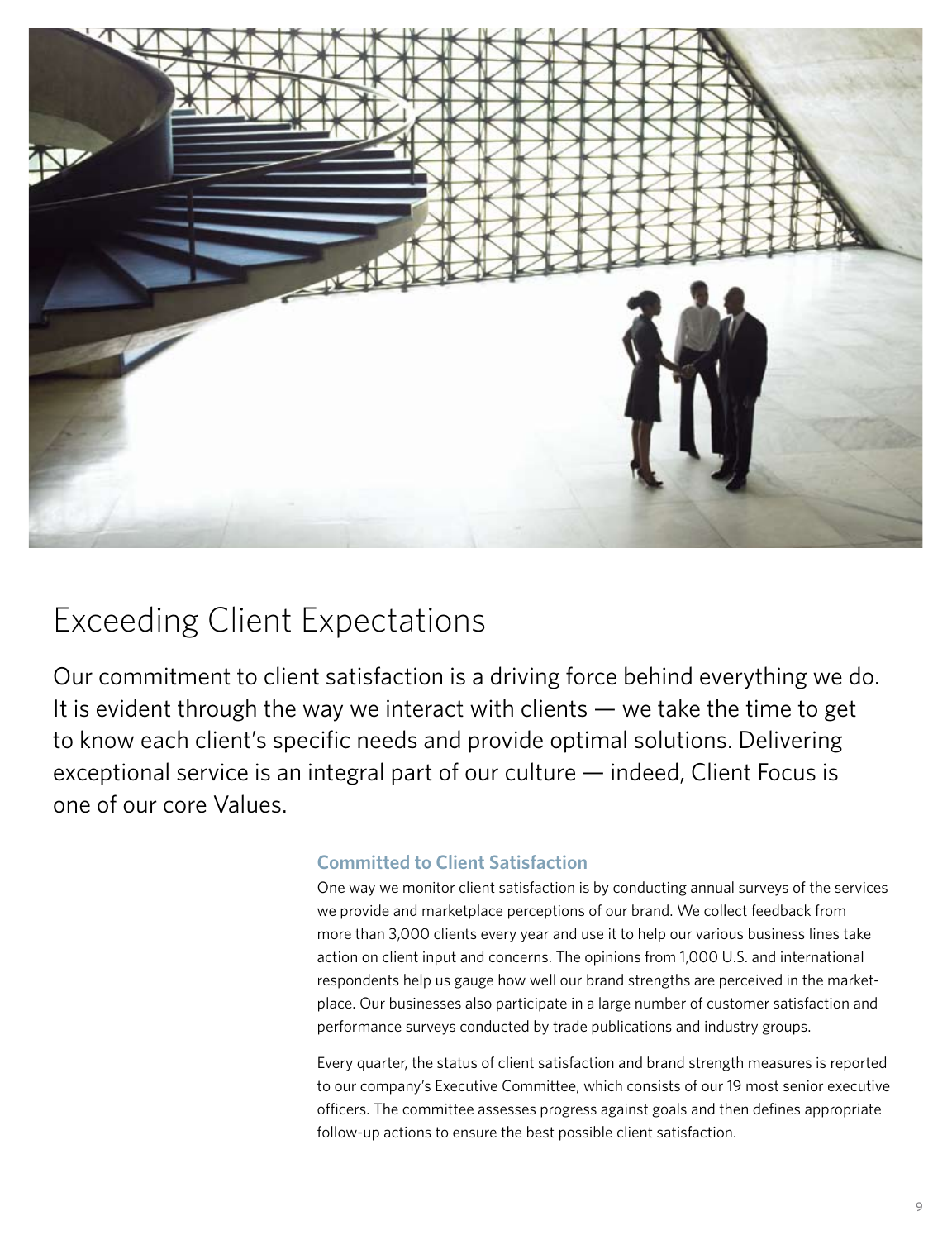# Exceeding Client Expectations

Our commitment to client satisfaction is a driving force behind everything we do. It is evident through the way we interact with clients — we take the time to get to know each client's specific needs and provide optimal solutions. Delivering exceptional service is an integral part of our culture — indeed, Client Focus is one of our core Values.

### Committed to Client Satisfaction

One way we monitor client satisfaction is by conducting annual surveys of the services we provide and marketplace perceptions of our brand. We collect feedback from more than 3,000 clients every year and use it to help our various business lines take action on client input and concerns. The opinions from 1,000 U.S. and international respondents help us gauge how well our brand strengths are perceived in the marketplace. Our businesses also participate in a large number of customer satisfaction and performance surveys conducted by trade publications and industry groups.

Every quarter, the status of client satisfaction and brand strength measures is reported to our company's Executive Committee, which consists of our 19 most senior executive officers. The committee assesses progress against goals and then defines appropriate follow-up actions to ensure the best possible client satisfaction.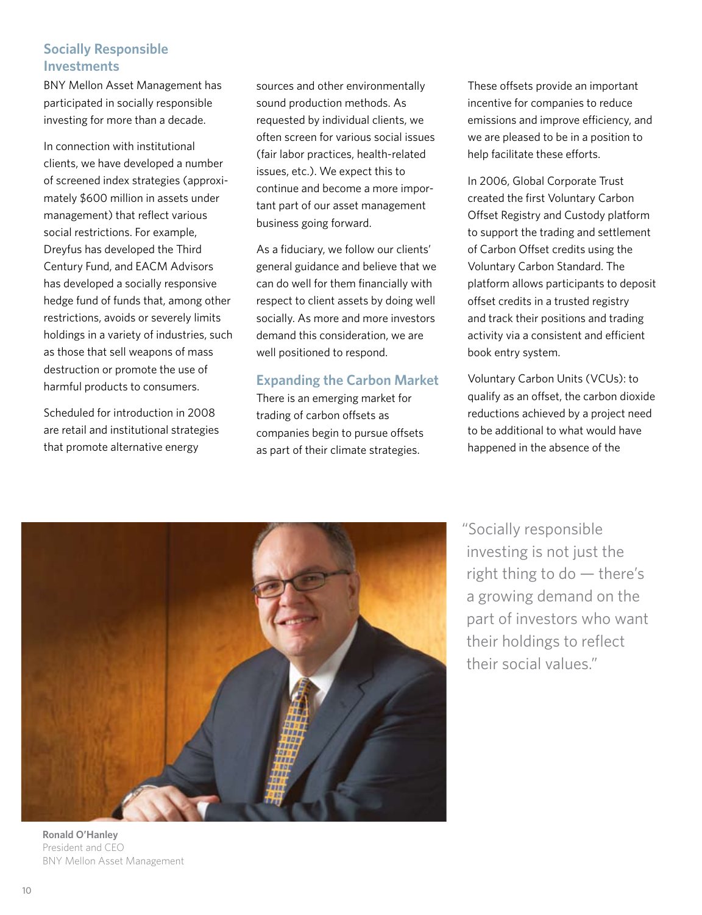## Socially Responsible Investments

BNY Mellon Asset Management has participated in socially responsible investing for more than a decade.

In connection with institutional clients, we have developed a number of screened index strategies (approximately $600 million in assets under management) that reflect various social restrictions. For example, Dreyfus has developed the Third Century Fund, and EACM Advisors has developed a socially responsive hedge fund of funds that, among other restrictions, avoids or severely limits holdings in a variety of industries, such as those that sell weapons of mass destruction or promote the use of harmful products to consumers.

Scheduled for introduction in 2008 are retail and institutional strategies that promote alternative energy sources and other environmentally sound production methods. As requested by individual clients, we often screen for various social issues (fair labor practices, health-related issues, etc.). We expect this to continue and become a more important part of our asset management business going forward.

As a fiduciary, we follow our clients' general guidance and believe that we can do well for them financially with respect to client assets by doing well socially. As more and more investors demand this consideration, we are well positioned to respond.

## Expanding the Carbon Market

There is an emerging market for trading of carbon offsets as companies begin to pursue offsets as part of their climate strategies. These offsets provide an important incentive for companies to reduce emissions and improve efficiency, and we are pleased to be in a position to help facilitate these efforts.

In 2006, Global Corporate Trust created the first Voluntary Carbon Offset Registry and Custody platform to support the trading and settlement of Carbon Offset credits using the Voluntary Carbon Standard. The platform allows participants to deposit offset credits in a trusted registry and track their positions and trading activity via a consistent and efficient book entry system.

Voluntary Carbon Units (VCUs): to qualify as an offset, the carbon dioxide reductions achieved by a project need to be additional to what would have happened in the absence of the

"Socially responsible investing is not just the right thing to do — there's a growing demand on the part of investors who want their holdings to reflect their social values."

**Ronald O'Hanley**
President and CEO
BNY Mellon Asset Management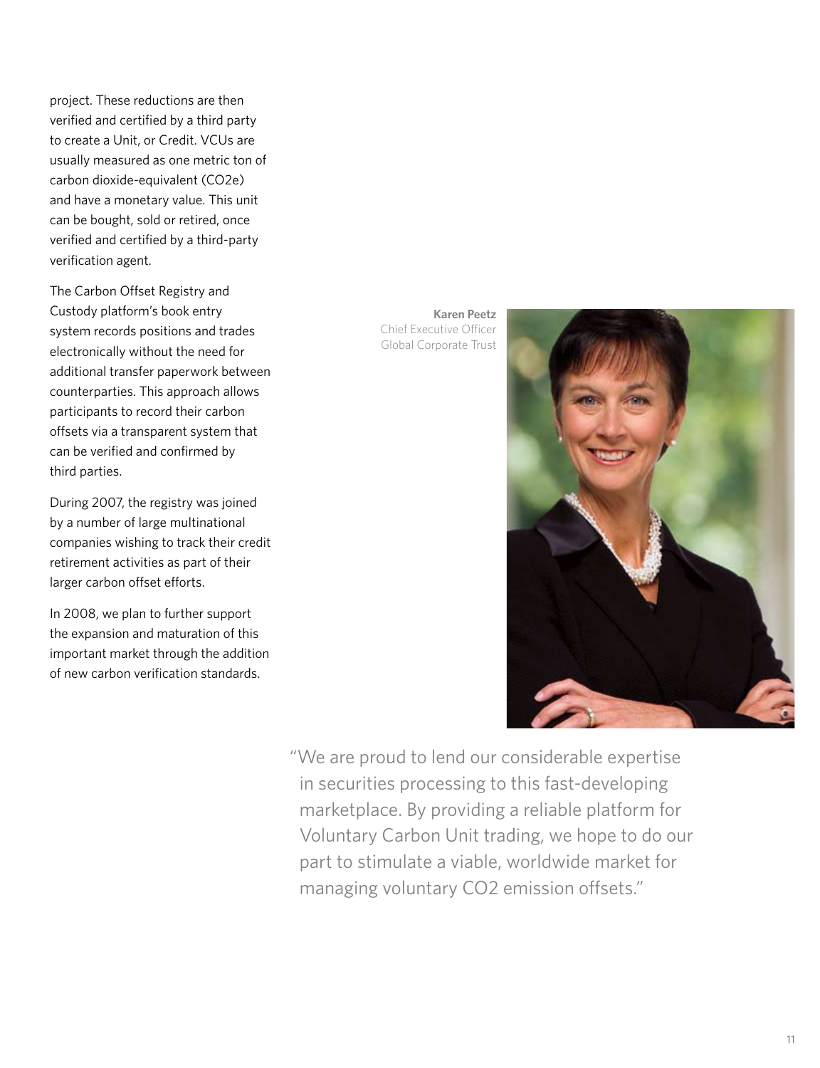project. These reductions are then verified and certified by a third party to create a Unit, or Credit. VCUs are usually measured as one metric ton of carbon dioxide-equivalent ($CO_2e$) and have a monetary value. This unit can be bought, sold or retired, once verified and certified by a third-party verification agent.

The Carbon Offset Registry and Custody platform's book entry system records positions and trades electronically without the need for additional transfer paperwork between counterparties. This approach allows participants to record their carbon offsets via a transparent system that can be verified and confirmed by third parties.

During 2007, the registry was joined by a number of large multinational companies wishing to track their credit retirement activities as part of their larger carbon offset efforts.

In 2008, we plan to further support the expansion and maturation of this important market through the addition of new carbon verification standards.

**Karen Peetz**
Chief Executive Officer
Global Corporate Trust

"We are proud to lend our considerable expertise in securities processing to this fast-developing marketplace. By providing a reliable platform for Voluntary Carbon Unit trading, we hope to do our part to stimulate a viable, worldwide market for managing voluntary $CO_2$ emission offsets."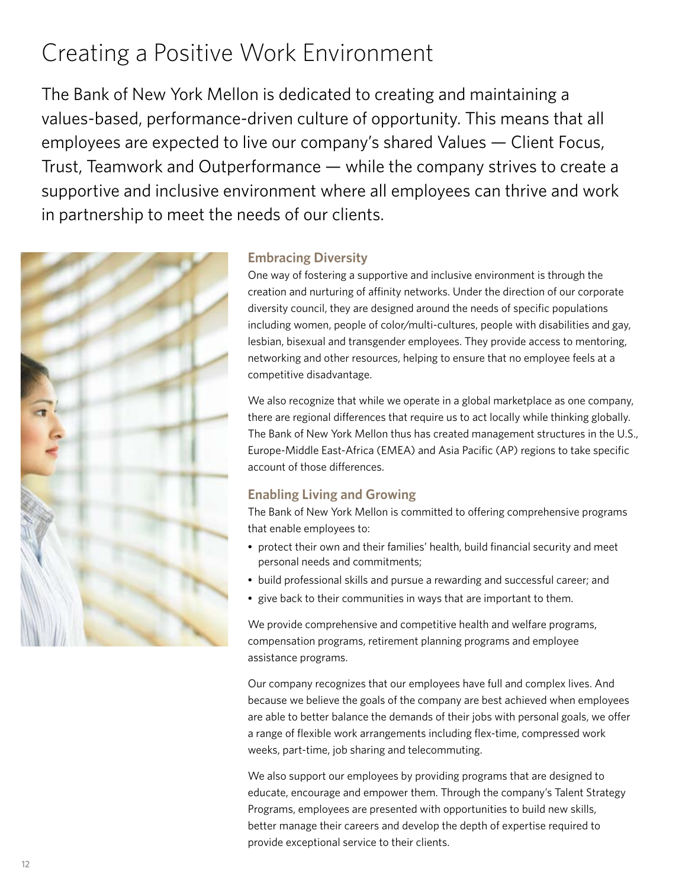# Creating a Positive Work Environment

The Bank of New York Mellon is dedicated to creating and maintaining a values-based, performance-driven culture of opportunity. This means that all employees are expected to live our company's shared Values — Client Focus, Trust, Teamwork and Outperformance — while the company strives to create a supportive and inclusive environment where all employees can thrive and work in partnership to meet the needs of our clients.

## Embracing Diversity

One way of fostering a supportive and inclusive environment is through the creation and nurturing of affinity networks. Under the direction of our corporate diversity council, they are designed around the needs of specific populations including women, people of color/multi-cultures, people with disabilities and gay, lesbian, bisexual and transgender employees. They provide access to mentoring, networking and other resources, helping to ensure that no employee feels at a competitive disadvantage.

We also recognize that while we operate in a global marketplace as one company, there are regional differences that require us to act locally while thinking globally. The Bank of New York Mellon thus has created management structures in the U.S., Europe-Middle East-Africa (EMEA) and Asia Pacific (AP) regions to take specific account of those differences.

## Enabling Living and Growing

The Bank of New York Mellon is committed to offering comprehensive programs that enable employees to:

- protect their own and their families' health, build financial security and meet personal needs and commitments;
- build professional skills and pursue a rewarding and successful career; and
- give back to their communities in ways that are important to them.

We provide comprehensive and competitive health and welfare programs, compensation programs, retirement planning programs and employee assistance programs.

Our company recognizes that our employees have full and complex lives. And because we believe the goals of the company are best achieved when employees are able to better balance the demands of their jobs with personal goals, we offer a range of flexible work arrangements including flex-time, compressed work weeks, part-time, job sharing and telecommuting.

We also support our employees by providing programs that are designed to educate, encourage and empower them. Through the company's Talent Strategy Programs, employees are presented with opportunities to build new skills, better manage their careers and develop the depth of expertise required to provide exceptional service to their clients.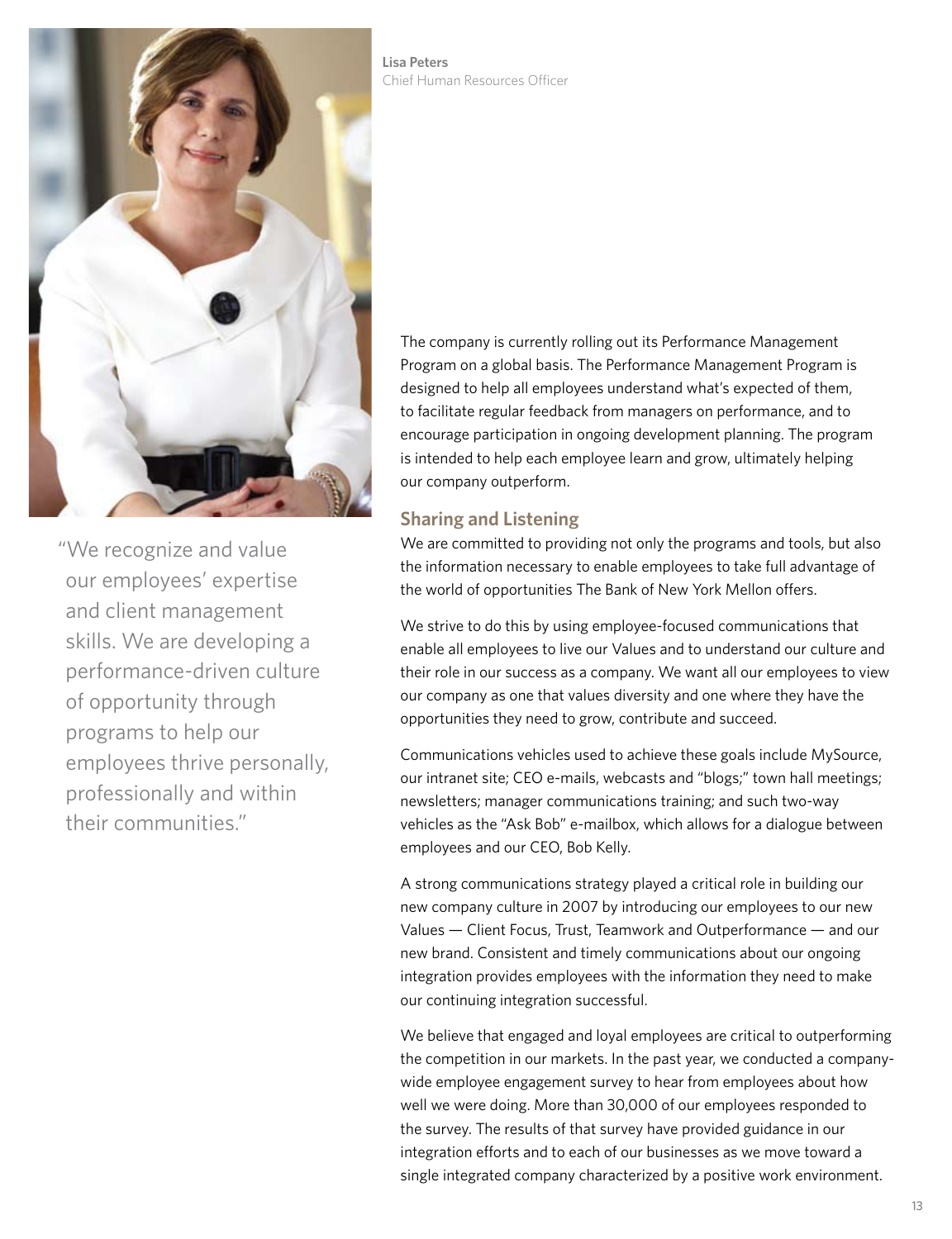**Lisa Peters**
Chief Human Resources Officer

"We recognize and value our employees' expertise and client management skills. We are developing a performance-driven culture of opportunity through programs to help our employees thrive personally, professionally and within their communities."

The company is currently rolling out its Performance Management Program on a global basis. The Performance Management Program is designed to help all employees understand what's expected of them, to facilitate regular feedback from managers on performance, and to encourage participation in ongoing development planning. The program is intended to help each employee learn and grow, ultimately helping our company outperform.

## Sharing and Listening

We are committed to providing not only the programs and tools, but also the information necessary to enable employees to take full advantage of the world of opportunities The Bank of New York Mellon offers.

We strive to do this by using employee-focused communications that enable all employees to live our Values and to understand our culture and their role in our success as a company. We want all our employees to view our company as one that values diversity and one where they have the opportunities they need to grow, contribute and succeed.

Communications vehicles used to achieve these goals include MySource, our intranet site; CEO e-mails, webcasts and "blogs;" town hall meetings; newsletters; manager communications training; and such two-way vehicles as the "Ask Bob" e-mailbox, which allows for a dialogue between employees and our CEO, Bob Kelly.

A strong communications strategy played a critical role in building our new company culture in 2007 by introducing our employees to our new Values — Client Focus, Trust, Teamwork and Outperformance — and our new brand. Consistent and timely communications about our ongoing integration provides employees with the information they need to make our continuing integration successful.

We believe that engaged and loyal employees are critical to outperforming the competition in our markets. In the past year, we conducted a company-wide employee engagement survey to hear from employees about how well we were doing. More than 30,000 of our employees responded to the survey. The results of that survey have provided guidance in our integration efforts and to each of our businesses as we move toward a single integrated company characterized by a positive work environment.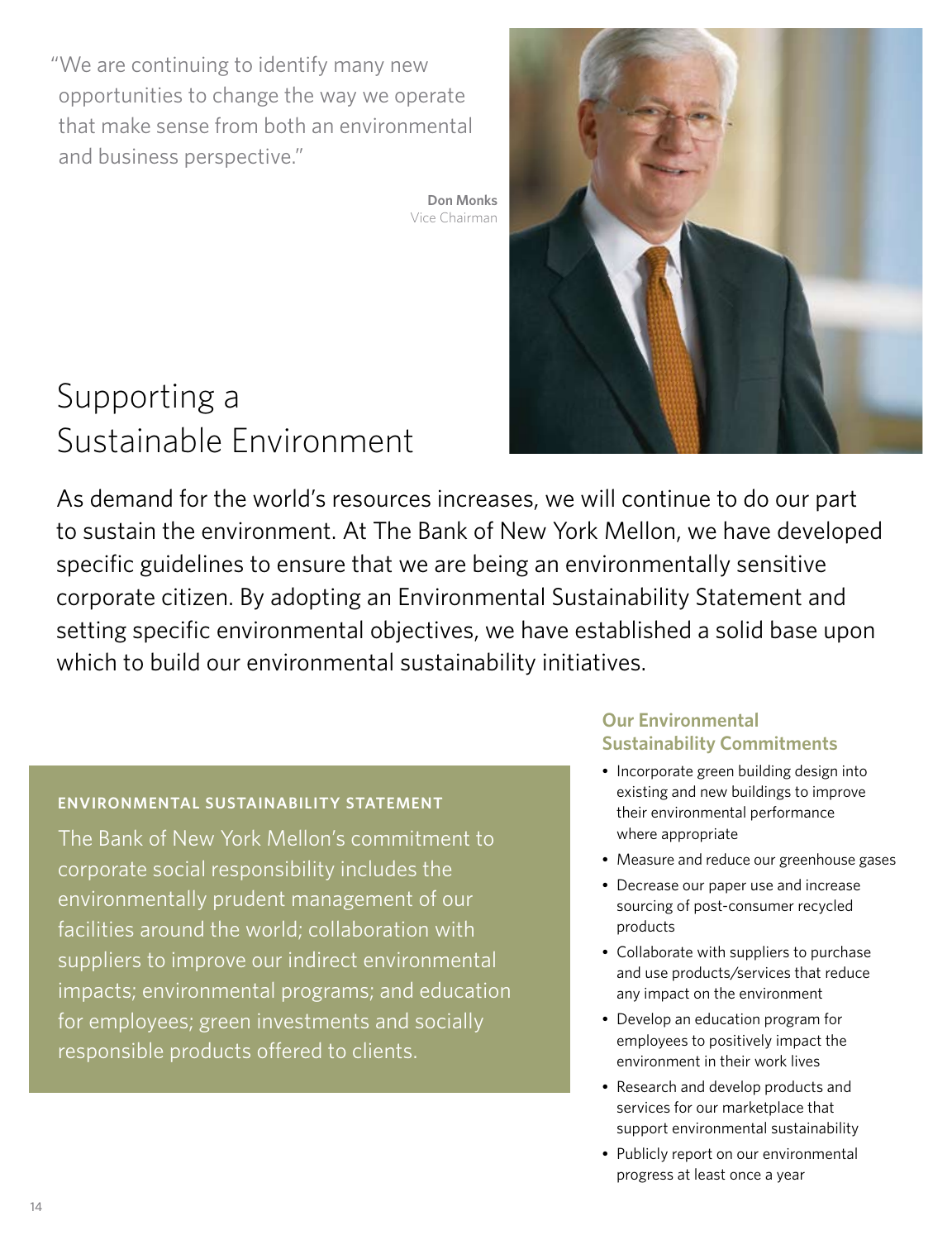"We are continuing to identify many new opportunities to change the way we operate that make sense from both an environmental and business perspective."

**Don Monks**
Vice Chairman

# Supporting a Sustainable Environment

As demand for the world's resources increases, we will continue to do our part to sustain the environment. At The Bank of New York Mellon, we have developed specific guidelines to ensure that we are being an environmentally sensitive corporate citizen. By adopting an Environmental Sustainability Statement and setting specific environmental objectives, we have established a solid base upon which to build our environmental sustainability initiatives.

**ENVIRONMENTAL SUSTAINABILITY STATEMENT**

The Bank of New York Mellon's commitment to corporate social responsibility includes the environmentally prudent management of our facilities around the world; collaboration with suppliers to improve our indirect environmental impacts; environmental programs; and education for employees; green investments and socially responsible products offered to clients.

## Our Environmental Sustainability Commitments

- Incorporate green building design into existing and new buildings to improve their environmental performance where appropriate
- Measure and reduce our greenhouse gases
- Decrease our paper use and increase sourcing of post-consumer recycled products
- Collaborate with suppliers to purchase and use products/services that reduce any impact on the environment
- Develop an education program for employees to positively impact the environment in their work lives
- Research and develop products and services for our marketplace that support environmental sustainability
- Publicly report on our environmental progress at least once a year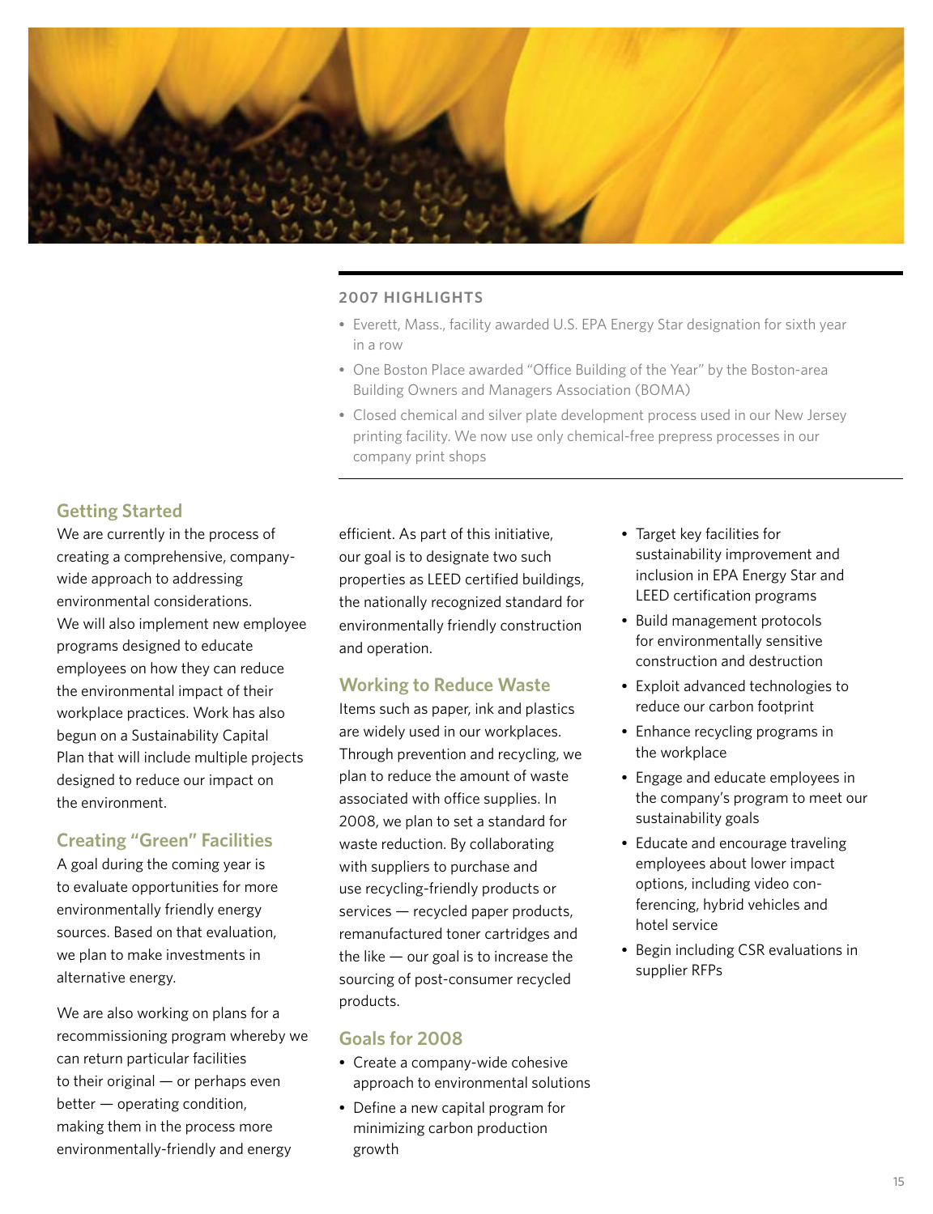## 2007 HIGHLIGHTS

- Everett, Mass., facility awarded U.S. EPA Energy Star designation for sixth year in a row
- One Boston Place awarded "Office Building of the Year" by the Boston-area Building Owners and Managers Association (BOMA)
- Closed chemical and silver plate development process used in our New Jersey printing facility. We now use only chemical-free prepress processes in our company print shops

### Getting Started

We are currently in the process of creating a comprehensive, company-wide approach to addressing environmental considerations. We will also implement new employee programs designed to educate employees on how they can reduce the environmental impact of their workplace practices. Work has also begun on a Sustainability Capital Plan that will include multiple projects designed to reduce our impact on the environment.

### Creating "Green" Facilities

A goal during the coming year is to evaluate opportunities for more environmentally friendly energy sources. Based on that evaluation, we plan to make investments in alternative energy.

We are also working on plans for a recommissioning program whereby we can return particular facilities to their original — or perhaps even better — operating condition, making them in the process more environmentally-friendly and energy efficient. As part of this initiative, our goal is to designate two such properties as LEED certified buildings, the nationally recognized standard for environmentally friendly construction and operation.

### Working to Reduce Waste

Items such as paper, ink and plastics are widely used in our workplaces. Through prevention and recycling, we plan to reduce the amount of waste associated with office supplies. In 2008, we plan to set a standard for waste reduction. By collaborating with suppliers to purchase and use recycling-friendly products or services — recycled paper products, remanufactured toner cartridges and the like — our goal is to increase the sourcing of post-consumer recycled products.

### Goals for 2008

- Create a company-wide cohesive approach to environmental solutions
- Define a new capital program for minimizing carbon production growth
- Target key facilities for sustainability improvement and inclusion in EPA Energy Star and LEED certification programs
- Build management protocols for environmentally sensitive construction and destruction
- Exploit advanced technologies to reduce our carbon footprint
- Enhance recycling programs in the workplace
- Engage and educate employees in the company's program to meet our sustainability goals
- Educate and encourage traveling employees about lower impact options, including video conferencing, hybrid vehicles and hotel service
- Begin including CSR evaluations in supplier RFPs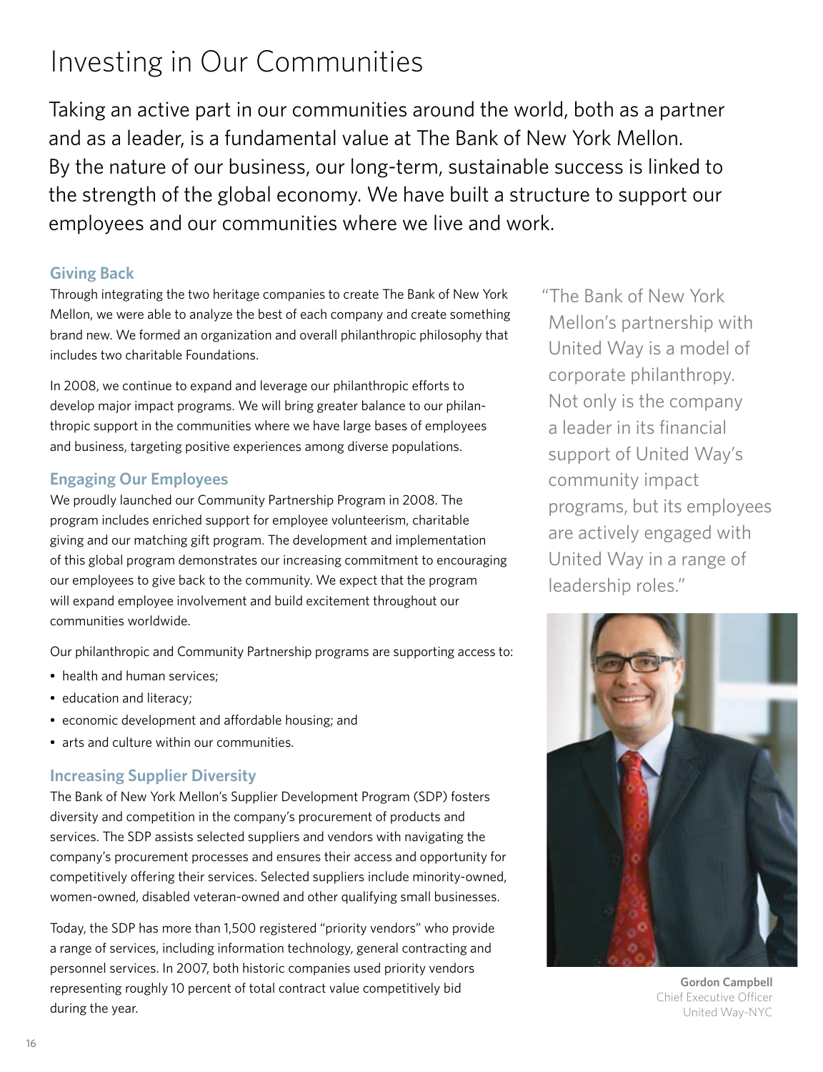# Investing in Our Communities

Taking an active part in our communities around the world, both as a partner and as a leader, is a fundamental value at The Bank of New York Mellon. By the nature of our business, our long-term, sustainable success is linked to the strength of the global economy. We have built a structure to support our employees and our communities where we live and work.

### Giving Back

Through integrating the two heritage companies to create The Bank of New York Mellon, we were able to analyze the best of each company and create something brand new. We formed an organization and overall philanthropic philosophy that includes two charitable Foundations.

In 2008, we continue to expand and leverage our philanthropic efforts to develop major impact programs. We will bring greater balance to our philanthropic support in the communities where we have large bases of employees and business, targeting positive experiences among diverse populations.

### Engaging Our Employees

We proudly launched our Community Partnership Program in 2008. The program includes enriched support for employee volunteerism, charitable giving and our matching gift program. The development and implementation of this global program demonstrates our increasing commitment to encouraging our employees to give back to the community. We expect that the program will expand employee involvement and build excitement throughout our communities worldwide.

Our philanthropic and Community Partnership programs are supporting access to:

- health and human services;
- education and literacy;
- economic development and affordable housing; and
- arts and culture within our communities.

### Increasing Supplier Diversity

The Bank of New York Mellon's Supplier Development Program (SDP) fosters diversity and competition in the company's procurement of products and services. The SDP assists selected suppliers and vendors with navigating the company's procurement processes and ensures their access and opportunity for competitively offering their services. Selected suppliers include minority-owned, women-owned, disabled veteran-owned and other qualifying small businesses.

Today, the SDP has more than 1,500 registered "priority vendors" who provide a range of services, including information technology, general contracting and personnel services. In 2007, both historic companies used priority vendors representing roughly 10 percent of total contract value competitively bid during the year.

"The Bank of New York Mellon's partnership with United Way is a model of corporate philanthropy. Not only is the company a leader in its financial support of United Way's community impact programs, but its employees are actively engaged with United Way in a range of leadership roles."

**Gordon Campbell**
Chief Executive Officer
United Way-NYC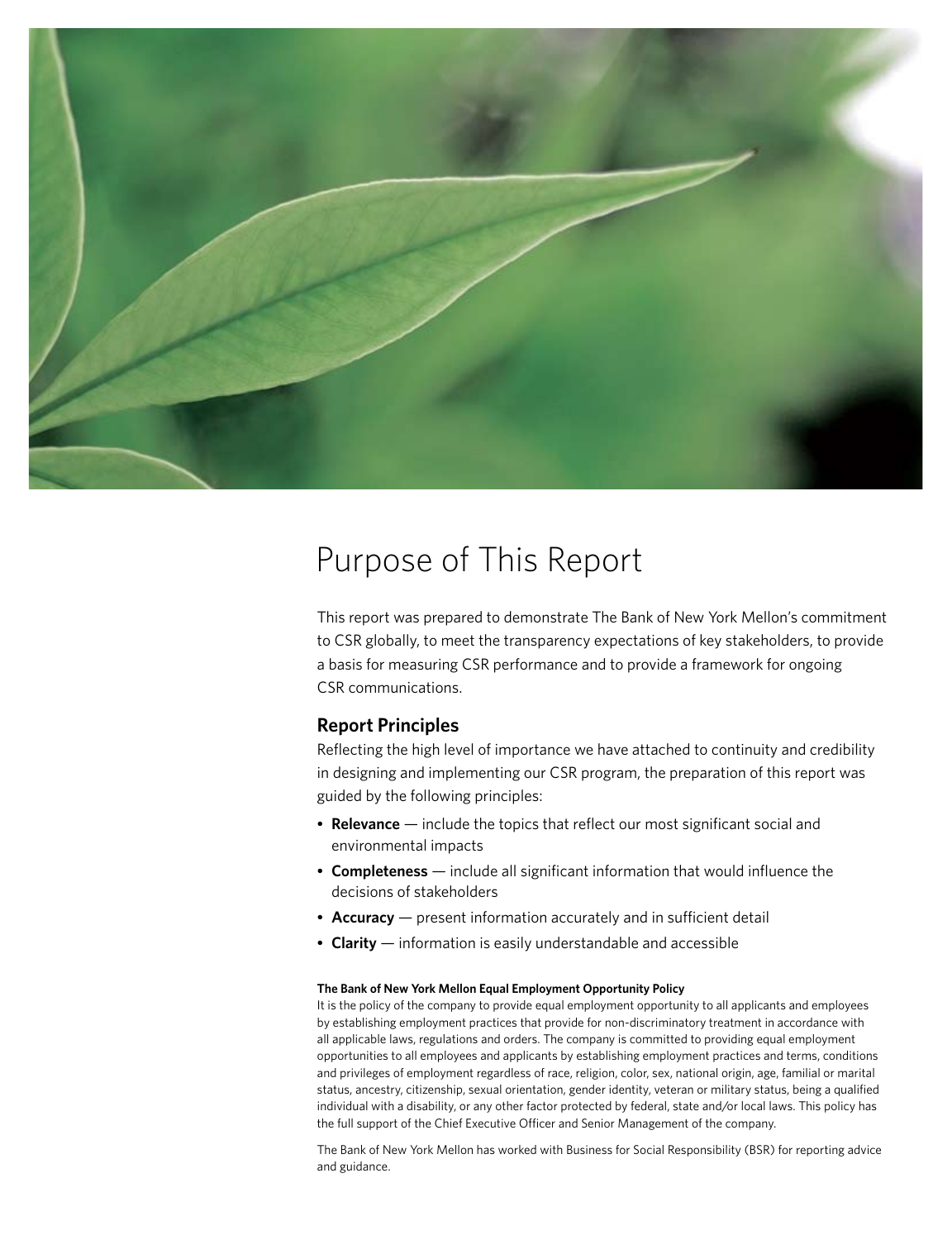# Purpose of This Report

This report was prepared to demonstrate The Bank of New York Mellon's commitment to CSR globally, to meet the transparency expectations of key stakeholders, to provide a basis for measuring CSR performance and to provide a framework for ongoing CSR communications.

## Report Principles

Reflecting the high level of importance we have attached to continuity and credibility in designing and implementing our CSR program, the preparation of this report was guided by the following principles:

- **Relevance** — include the topics that reflect our most significant social and environmental impacts
- **Completeness** — include all significant information that would influence the decisions of stakeholders
- **Accuracy** — present information accurately and in sufficient detail
- **Clarity** — information is easily understandable and accessible

**The Bank of New York Mellon Equal Employment Opportunity Policy**

It is the policy of the company to provide equal employment opportunity to all applicants and employees by establishing employment practices that provide for non-discriminatory treatment in accordance with all applicable laws, regulations and orders. The company is committed to providing equal employment opportunities to all employees and applicants by establishing employment practices and terms, conditions and privileges of employment regardless of race, religion, color, sex, national origin, age, familial or marital status, ancestry, citizenship, sexual orientation, gender identity, veteran or military status, being a qualified individual with a disability, or any other factor protected by federal, state and/or local laws. This policy has the full support of the Chief Executive Officer and Senior Management of the company.

The Bank of New York Mellon has worked with Business for Social Responsibility (BSR) for reporting advice and guidance.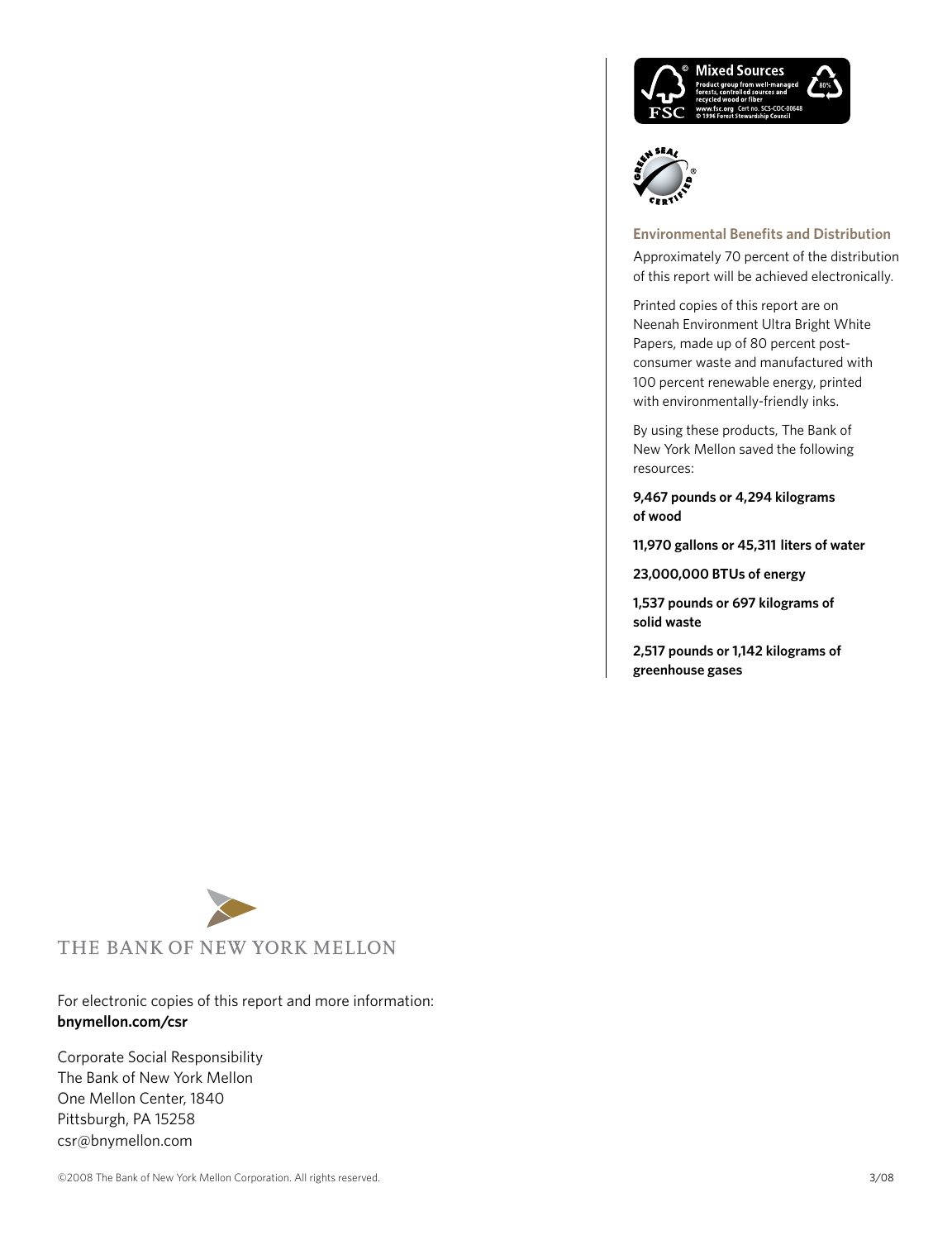Mixed Sources

Product group from well-managed forests, controlled sources and recycled wood or fiber

www.fsc.org Cert no. SCS-COC-00648

© 1996 Forest Stewardship Council

FSC

80%

GREEN SEAL CERTIFIED®

**Environmental Benefits and Distribution**

Approximately 70 percent of the distribution of this report will be achieved electronically.

Printed copies of this report are on Neenah Environment Ultra Bright White Papers, made up of 80 percent post-consumer waste and manufactured with 100 percent renewable energy, printed with environmentally-friendly inks.

By using these products, The Bank of New York Mellon saved the following resources:

**9,467 pounds or 4,294 kilograms of wood**

**11,970 gallons or 45,311 liters of water**

**23,000,000 BTUs of energy**

**1,537 pounds or 697 kilograms of solid waste**

**2,517 pounds or 1,142 kilograms of greenhouse gases**

THE BANK OF NEW YORK MELLON

For electronic copies of this report and more information:
**bnymellon.com/csr**

Corporate Social Responsibility
The Bank of New York Mellon
One Mellon Center, 1840
Pittsburgh, PA 15258
csr@bnymellon.com

©2008 The Bank of New York Mellon Corporation. All rights reserved.

3/08